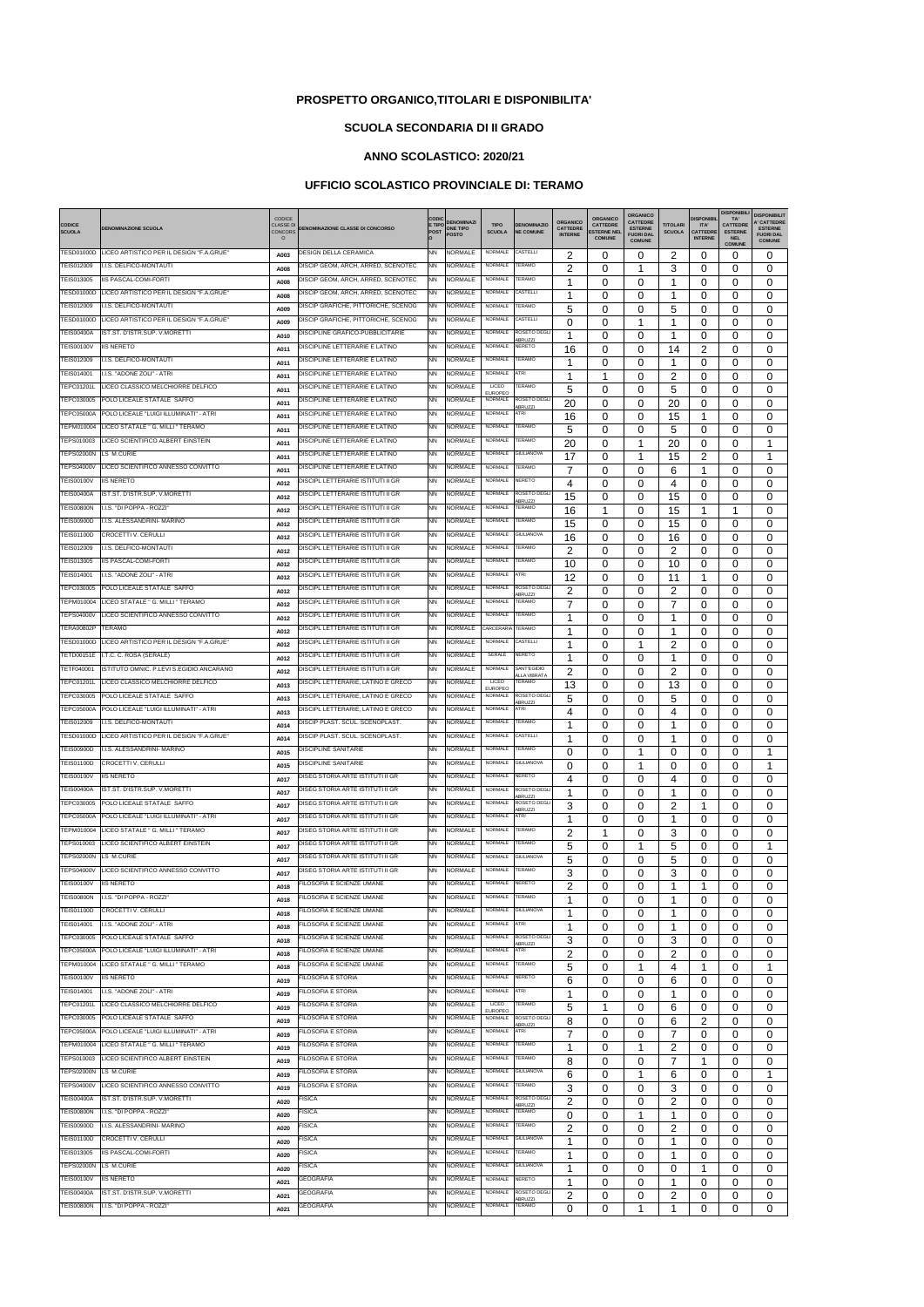# PROSPETTO ORGANICO,TITOLARI E DISPONIBILITA'

## SCUOLA SECONDARIA DI II GRADO

### ANNO SCOLASTICO: 2020/21

### UFFICIO SCOLASTICO PROVINCIALE DI: TERAMO

| CODICE SCUOLA | DENOMINAZIONE SCUOLA | CODICE CLASSE DI CONCORSO | DENOMINAZIONE CLASSE DI CONCORSO | CODICE TIPO POSTO | DENOMINAZIONE TIPO POSTO | TIPO SCUOLA | DENOMINAZIONE COMUNE | ORGANICO CATTEDRE INTERNE | ORGANICO CATTEDRE ESTERNE NEL COMUNE | ORGANICO CATTEDRE ESTERNE FUORI DAL COMUNE | TITOLARI SCUOLA | DISPONIBILITA' CATTEDRE INTERNE | DISPONIBILITA' CATTEDRE ESTERNE NEL COMUNE | DISPONIBILITA' CATTEDRE ESTERNE FUORI DAL COMUNE |
|---|---|---|---|---|---|---|---|---|---|---|---|---|---|---|
| TESD01000D | LICEO ARTISTICO PER IL DESIGN "F.A.GRUE" | A003 | DESIGN DELLA CERAMICA | NN | NORMALE | NORMALE | CASTELLI | 2 | 0 | 0 | 2 | 0 | 0 | 0 |
| TEIS012009 | I.I.S. DELFICO-MONTAUTI | A008 | DISCIP GEOM, ARCH, ARRED, SCENOTEC | NN | NORMALE | NORMALE | TERAMO | 2 | 0 | 1 | 3 | 0 | 0 | 0 |
| TEIS013005 | IIS PASCAL-COMI-FORTI | A008 | DISCIP GEOM, ARCH, ARRED, SCENOTEC | NN | NORMALE | NORMALE | TERAMO | 1 | 0 | 0 | 1 | 0 | 0 | 0 |
| TESD01000D | LICEO ARTISTICO PER IL DESIGN "F.A.GRUE" | A008 | DISCIP GEOM, ARCH, ARRED, SCENOTEC | NN | NORMALE | NORMALE | CASTELLI | 1 | 0 | 0 | 1 | 0 | 0 | 0 |
| TEIS012009 | I.I.S. DELFICO-MONTAUTI | A009 | DISCIP GRAFICHE, PITTORICHE, SCENOG | NN | NORMALE | NORMALE | TERAMO | 5 | 0 | 0 | 5 | 0 | 0 | 0 |
| TESD01000D | LICEO ARTISTICO PER IL DESIGN "F.A.GRUE" | A009 | DISCIP GRAFICHE, PITTORICHE, SCENOG | NN | NORMALE | NORMALE | CASTELLI | 0 | 0 | 1 | 1 | 0 | 0 | 0 |
| TEIS00400A | IST.ST. D'ISTR.SUP. V.MORETTI | A010 | DISCIPLINE GRAFICO-PUBBLICITARIE | NN | NORMALE | NORMALE | ROSETO DEGLI ABRUZZI | 1 | 0 | 0 | 1 | 0 | 0 | 0 |
| TEIS00100V | IIS NERETO | A011 | DISCIPLINE LETTERARIE E LATINO | NN | NORMALE | NORMALE | NERETO | 16 | 0 | 0 | 14 | 2 | 0 | 0 |
| TEIS012009 | I.I.S. DELFICO-MONTAUTI | A011 | DISCIPLINE LETTERARIE E LATINO | NN | NORMALE | NORMALE | TERAMO | 1 | 0 | 0 | 1 | 0 | 0 | 0 |
| TEIS014001 | I.I.S. "ADONE ZOLI" - ATRI | A011 | DISCIPLINE LETTERARIE E LATINO | NN | NORMALE | NORMALE | ATRI | 1 | 1 | 0 | 2 | 0 | 0 | 0 |
| TEPC01201L | LICEO CLASSICO MELCHIORRE DELFICO | A011 | DISCIPLINE LETTERARIE E LATINO | NN | NORMALE | LICEO EUROPEO | TERAMO | 5 | 0 | 0 | 5 | 0 | 0 | 0 |
| TEPC030005 | POLO LICEALE STATALE SAFFO | A011 | DISCIPLINE LETTERARIE E LATINO | NN | NORMALE | NORMALE | ROSETO DEGLI ABRUZZI | 20 | 0 | 0 | 20 | 0 | 0 | 0 |
| TEPC05000A | POLO LICEALE "LUIGI ILLUMINATI" - ATRI | A011 | DISCIPLINE LETTERARIE E LATINO | NN | NORMALE | NORMALE | ATRI | 16 | 0 | 0 | 15 | 1 | 0 | 0 |
| TEPM010004 | LICEO STATALE " G. MILLI " TERAMO | A011 | DISCIPLINE LETTERARIE E LATINO | NN | NORMALE | NORMALE | TERAMO | 5 | 0 | 0 | 5 | 0 | 0 | 0 |
| TEPS010003 | LICEO SCIENTIFICO ALBERT EINSTEIN | A011 | DISCIPLINE LETTERARIE E LATINO | NN | NORMALE | NORMALE | TERAMO | 20 | 0 | 1 | 20 | 0 | 0 | 1 |
| TEPS02000N | LS M.CURIE | A011 | DISCIPLINE LETTERARIE E LATINO | NN | NORMALE | NORMALE | GIULIANOVA | 17 | 0 | 1 | 15 | 2 | 0 | 1 |
| TEPS04000V | LICEO SCIENTIFICO ANNESSO CONVITTO | A011 | DISCIPLINE LETTERARIE E LATINO | NN | NORMALE | NORMALE | TERAMO | 7 | 0 | 0 | 6 | 1 | 0 | 0 |
| TEIS00100V | IIS NERETO | A012 | DISCIPL LETTERARIE ISTITUTI II GR | NN | NORMALE | NORMALE | NERETO | 4 | 0 | 0 | 4 | 0 | 0 | 0 |
| TEIS00400A | IST.ST. D'ISTR.SUP. V.MORETTI | A012 | DISCIPL LETTERARIE ISTITUTI II GR | NN | NORMALE | NORMALE | ROSETO DEGLI ABRUZZI | 15 | 0 | 0 | 15 | 0 | 0 | 0 |
| TEIS00800N | I.I.S. "DI POPPA - ROZZI" | A012 | DISCIPL LETTERARIE ISTITUTI II GR | NN | NORMALE | NORMALE | TERAMO | 16 | 1 | 0 | 15 | 1 | 1 | 0 |
| TEIS00900D | I.I.S. ALESSANDRINI- MARINO | A012 | DISCIPL LETTERARIE ISTITUTI II GR | NN | NORMALE | NORMALE | TERAMO | 15 | 0 | 0 | 15 | 0 | 0 | 0 |
| TEIS01100D | CROCETTI V. CERULLI | A012 | DISCIPL LETTERARIE ISTITUTI II GR | NN | NORMALE | NORMALE | GIULIANOVA | 16 | 0 | 0 | 16 | 0 | 0 | 0 |
| TEIS012009 | I.I.S. DELFICO-MONTAUTI | A012 | DISCIPL LETTERARIE ISTITUTI II GR | NN | NORMALE | NORMALE | TERAMO | 2 | 0 | 0 | 2 | 0 | 0 | 0 |
| TEIS013005 | IIS PASCAL-COMI-FORTI | A012 | DISCIPL LETTERARIE ISTITUTI II GR | NN | NORMALE | NORMALE | TERAMO | 10 | 0 | 0 | 10 | 0 | 0 | 0 |
| TEIS014001 | I.I.S. "ADONE ZOLI" - ATRI | A012 | DISCIPL LETTERARIE ISTITUTI II GR | NN | NORMALE | NORMALE | ATRI | 12 | 0 | 0 | 11 | 1 | 0 | 0 |
| TEPC030005 | POLO LICEALE STATALE SAFFO | A012 | DISCIPL LETTERARIE ISTITUTI II GR | NN | NORMALE | NORMALE | ROSETO DEGLI ABRUZZI | 2 | 0 | 0 | 2 | 0 | 0 | 0 |
| TEPM010004 | LICEO STATALE " G. MILLI " TERAMO | A012 | DISCIPL LETTERARIE ISTITUTI II GR | NN | NORMALE | NORMALE | TERAMO | 7 | 0 | 0 | 7 | 0 | 0 | 0 |
| TEPS04000V | LICEO SCIENTIFICO ANNESSO CONVITTO | A012 | DISCIPL LETTERARIE ISTITUTI II GR | NN | NORMALE | NORMALE | TERAMO | 1 | 0 | 0 | 1 | 0 | 0 | 0 |
| TERA00802P | TERAMO | A012 | DISCIPL LETTERARIE ISTITUTI II GR | NN | NORMALE | CARCERARIA | TERAMO | 1 | 0 | 0 | 1 | 0 | 0 | 0 |
| TESD01000D | LICEO ARTISTICO PER IL DESIGN "F.A.GRUE" | A012 | DISCIPL LETTERARIE ISTITUTI II GR | NN | NORMALE | NORMALE | CASTELLI | 1 | 0 | 1 | 2 | 0 | 0 | 0 |
| TETD00151E | I.T.C. C. ROSA (SERALE) | A012 | DISCIPL LETTERARIE ISTITUTI II GR | NN | NORMALE | SERALE | NERETO | 1 | 0 | 0 | 1 | 0 | 0 | 0 |
| TETF040001 | ISTITUTO OMNIC. P.LEVI S.EGIDIO ANCARANO | A012 | DISCIPL LETTERARIE ISTITUTI II GR | NN | NORMALE | NORMALE | SANT'EGIDIO ALLA VIBRATA | 2 | 0 | 0 | 2 | 0 | 0 | 0 |
| TEPC01201L | LICEO CLASSICO MELCHIORRE DELFICO | A013 | DISCIPL LETTERARIE, LATINO E GRECO | NN | NORMALE | LICEO EUROPEO | TERAMO | 13 | 0 | 0 | 13 | 0 | 0 | 0 |
| TEPC030005 | POLO LICEALE STATALE SAFFO | A013 | DISCIPL LETTERARIE, LATINO E GRECO | NN | NORMALE | NORMALE | ROSETO DEGLI ABRUZZI | 5 | 0 | 0 | 5 | 0 | 0 | 0 |
| TEPC05000A | POLO LICEALE "LUIGI ILLUMINATI" - ATRI | A013 | DISCIPL LETTERARIE, LATINO E GRECO | NN | NORMALE | NORMALE | ATRI | 4 | 0 | 0 | 4 | 0 | 0 | 0 |
| TEIS012009 | I.I.S. DELFICO-MONTAUTI | A014 | DISCIP PLAST. SCUL. SCENOPLAST. | NN | NORMALE | NORMALE | TERAMO | 1 | 0 | 0 | 1 | 0 | 0 | 0 |
| TESD01000D | LICEO ARTISTICO PER IL DESIGN "F.A.GRUE" | A014 | DISCIP PLAST. SCUL. SCENOPLAST. | NN | NORMALE | NORMALE | CASTELLI | 1 | 0 | 0 | 1 | 0 | 0 | 0 |
| TEIS00900D | I.I.S. ALESSANDRINI- MARINO | A015 | DISCIPLINE SANITARIE | NN | NORMALE | NORMALE | TERAMO | 0 | 0 | 1 | 0 | 0 | 0 | 1 |
| TEIS01100D | CROCETTI V. CERULLI | A015 | DISCIPLINE SANITARIE | NN | NORMALE | NORMALE | GIULIANOVA | 0 | 0 | 1 | 0 | 0 | 0 | 1 |
| TEIS00100V | IIS NERETO | A017 | DISEG STORIA ARTE ISTITUTI II GR | NN | NORMALE | NORMALE | NERETO | 4 | 0 | 0 | 4 | 0 | 0 | 0 |
| TEIS00400A | IST.ST. D'ISTR.SUP. V.MORETTI | A017 | DISEG STORIA ARTE ISTITUTI II GR | NN | NORMALE | NORMALE | ROSETO DEGLI ABRUZZI | 1 | 0 | 0 | 1 | 0 | 0 | 0 |
| TEPC030005 | POLO LICEALE STATALE SAFFO | A017 | DISEG STORIA ARTE ISTITUTI II GR | NN | NORMALE | NORMALE | ROSETO DEGLI ABRUZZI | 3 | 0 | 0 | 2 | 1 | 0 | 0 |
| TEPC05000A | POLO LICEALE "LUIGI ILLUMINATI" - ATRI | A017 | DISEG STORIA ARTE ISTITUTI II GR | NN | NORMALE | NORMALE | ATRI | 1 | 0 | 0 | 1 | 0 | 0 | 0 |
| TEPM010004 | LICEO STATALE " G. MILLI " TERAMO | A017 | DISEG STORIA ARTE ISTITUTI II GR | NN | NORMALE | NORMALE | TERAMO | 2 | 1 | 0 | 3 | 0 | 0 | 0 |
| TEPS010003 | LICEO SCIENTIFICO ALBERT EINSTEIN | A017 | DISEG STORIA ARTE ISTITUTI II GR | NN | NORMALE | NORMALE | TERAMO | 5 | 0 | 1 | 5 | 0 | 0 | 1 |
| TEPS02000N | LS M.CURIE | A017 | DISEG STORIA ARTE ISTITUTI II GR | NN | NORMALE | NORMALE | GIULIANOVA | 5 | 0 | 0 | 5 | 0 | 0 | 0 |
| TEPS04000V | LICEO SCIENTIFICO ANNESSO CONVITTO | A017 | DISEG STORIA ARTE ISTITUTI II GR | NN | NORMALE | NORMALE | TERAMO | 3 | 0 | 0 | 3 | 0 | 0 | 0 |
| TEIS00100V | IIS NERETO | A018 | FILOSOFIA E SCIENZE UMANE | NN | NORMALE | NORMALE | NERETO | 2 | 0 | 0 | 1 | 1 | 0 | 0 |
| TEIS00800N | I.I.S. "DI POPPA - ROZZI" | A018 | FILOSOFIA E SCIENZE UMANE | NN | NORMALE | NORMALE | TERAMO | 1 | 0 | 0 | 1 | 0 | 0 | 0 |
| TEIS01100D | CROCETTI V. CERULLI | A018 | FILOSOFIA E SCIENZE UMANE | NN | NORMALE | NORMALE | GIULIANOVA | 1 | 0 | 0 | 1 | 0 | 0 | 0 |
| TEIS014001 | I.I.S. "ADONE ZOLI" - ATRI | A018 | FILOSOFIA E SCIENZE UMANE | NN | NORMALE | NORMALE | ATRI | 1 | 0 | 0 | 1 | 0 | 0 | 0 |
| TEPC030005 | POLO LICEALE STATALE SAFFO | A018 | FILOSOFIA E SCIENZE UMANE | NN | NORMALE | NORMALE | ROSETO DEGLI ABRUZZI | 3 | 0 | 0 | 3 | 0 | 0 | 0 |
| TEPC05000A | POLO LICEALE "LUIGI ILLUMINATI" - ATRI | A018 | FILOSOFIA E SCIENZE UMANE | NN | NORMALE | NORMALE | ATRI | 2 | 0 | 0 | 2 | 0 | 0 | 0 |
| TEPM010004 | LICEO STATALE " G. MILLI " TERAMO | A018 | FILOSOFIA E SCIENZE UMANE | NN | NORMALE | NORMALE | TERAMO | 5 | 0 | 1 | 4 | 1 | 0 | 1 |
| TEIS00100V | IIS NERETO | A019 | FILOSOFIA E STORIA | NN | NORMALE | NORMALE | NERETO | 6 | 0 | 0 | 6 | 0 | 0 | 0 |
| TEIS014001 | I.I.S. "ADONE ZOLI" - ATRI | A019 | FILOSOFIA E STORIA | NN | NORMALE | NORMALE | ATRI | 1 | 0 | 0 | 1 | 0 | 0 | 0 |
| TEPC01201L | LICEO CLASSICO MELCHIORRE DELFICO | A019 | FILOSOFIA E STORIA | NN | NORMALE | LICEO EUROPEO | TERAMO | 5 | 1 | 0 | 6 | 0 | 0 | 0 |
| TEPC030005 | POLO LICEALE STATALE SAFFO | A019 | FILOSOFIA E STORIA | NN | NORMALE | NORMALE | ROSETO DEGLI ABRUZZI | 8 | 0 | 0 | 6 | 2 | 0 | 0 |
| TEPC05000A | POLO LICEALE "LUIGI ILLUMINATI" - ATRI | A019 | FILOSOFIA E STORIA | NN | NORMALE | NORMALE | ATRI | 7 | 0 | 0 | 7 | 0 | 0 | 0 |
| TEPM010004 | LICEO STATALE " G. MILLI " TERAMO | A019 | FILOSOFIA E STORIA | NN | NORMALE | NORMALE | TERAMO | 1 | 0 | 1 | 2 | 0 | 0 | 0 |
| TEPS010003 | LICEO SCIENTIFICO ALBERT EINSTEIN | A019 | FILOSOFIA E STORIA | NN | NORMALE | NORMALE | TERAMO | 8 | 0 | 0 | 7 | 1 | 0 | 0 |
| TEPS02000N | LS M.CURIE | A019 | FILOSOFIA E STORIA | NN | NORMALE | NORMALE | GIULIANOVA | 6 | 0 | 1 | 6 | 0 | 0 | 1 |
| TEPS04000V | LICEO SCIENTIFICO ANNESSO CONVITTO | A019 | FILOSOFIA E STORIA | NN | NORMALE | NORMALE | TERAMO | 3 | 0 | 0 | 3 | 0 | 0 | 0 |
| TEIS00400A | IST.ST. D'ISTR.SUP. V.MORETTI | A020 | FISICA | NN | NORMALE | NORMALE | ROSETO DEGLI ABRUZZI | 2 | 0 | 0 | 2 | 0 | 0 | 0 |
| TEIS00800N | I.I.S. "DI POPPA - ROZZI" | A020 | FISICA | NN | NORMALE | NORMALE | TERAMO | 0 | 0 | 1 | 1 | 0 | 0 | 0 |
| TEIS00900D | I.I.S. ALESSANDRINI- MARINO | A020 | FISICA | NN | NORMALE | NORMALE | TERAMO | 2 | 0 | 0 | 2 | 0 | 0 | 0 |
| TEIS01100D | CROCETTI V. CERULLI | A020 | FISICA | NN | NORMALE | NORMALE | GIULIANOVA | 1 | 0 | 0 | 1 | 0 | 0 | 0 |
| TEIS013005 | IIS PASCAL-COMI-FORTI | A020 | FISICA | NN | NORMALE | NORMALE | TERAMO | 1 | 0 | 0 | 1 | 0 | 0 | 0 |
| TEPS02000N | LS M.CURIE | A020 | FISICA | NN | NORMALE | NORMALE | GIULIANOVA | 1 | 0 | 0 | 0 | 1 | 0 | 0 |
| TEIS00100V | IIS NERETO | A021 | GEOGRAFIA | NN | NORMALE | NORMALE | NERETO | 1 | 0 | 0 | 1 | 0 | 0 | 0 |
| TEIS00400A | IST.ST. D'ISTR.SUP. V.MORETTI | A021 | GEOGRAFIA | NN | NORMALE | NORMALE | ROSETO DEGLI ABRUZZI | 2 | 0 | 0 | 2 | 0 | 0 | 0 |
| TEIS00800N | I.I.S. "DI POPPA - ROZZI" | A021 | GEOGRAFIA | NN | NORMALE | NORMALE | TERAMO | 0 | 0 | 1 | 1 | 0 | 0 | 0 |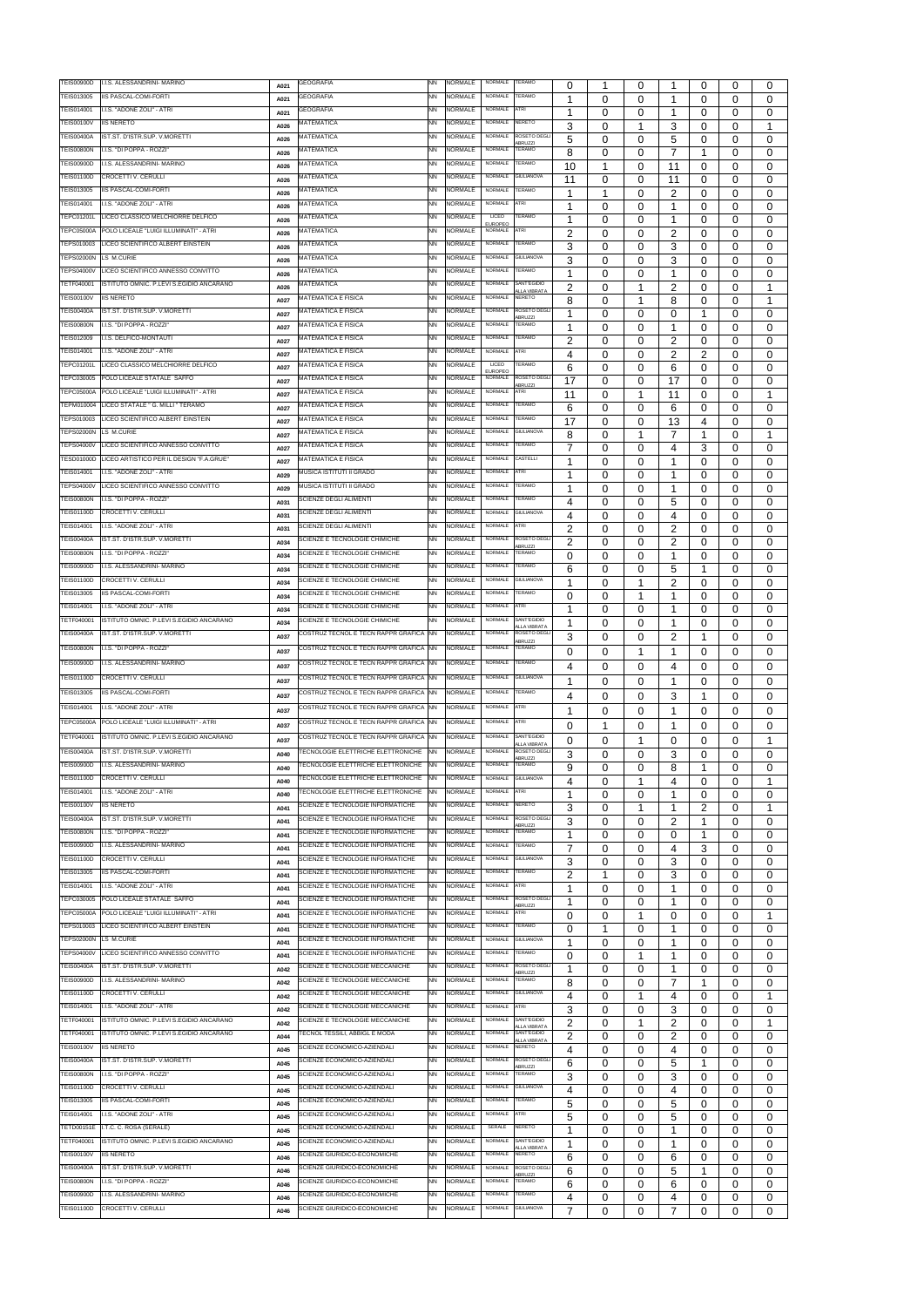| | | | | | | | | | | | | | | | |
|---|---|---|---|---|---|---|---|---|---|---|---|---|---|---|---|
| TEIS00900D | I.I.S. ALESSANDRINI- MARINO | A021 | GEOGRAFIA | NN | NORMALE | NORMALE | TERAMO | 0 | 1 | 0 | 1 | 0 | 0 | 0 |
| TEIS013005 | IIS PASCAL-COMI-FORTI | A021 | GEOGRAFIA | NN | NORMALE | NORMALE | TERAMO | 1 | 0 | 0 | 1 | 0 | 0 | 0 |
| TEIS014001 | I.I.S. "ADONE ZOLI" - ATRI | A021 | GEOGRAFIA | NN | NORMALE | NORMALE | ATRI | 1 | 0 | 0 | 1 | 0 | 0 | 0 |
| TEIS00100V | IIS NERETO | A026 | MATEMATICA | NN | NORMALE | NORMALE | NERETO | 3 | 0 | 1 | 3 | 0 | 0 | 1 |
| TEIS00400A | IST.ST. D'ISTR.SUP. V.MORETTI | A026 | MATEMATICA | NN | NORMALE | NORMALE | ROSETO DEGLI ABRUZZI | 5 | 0 | 0 | 5 | 0 | 0 | 0 |
| TEIS00800N | I.I.S. "DI POPPA - ROZZI" | A026 | MATEMATICA | NN | NORMALE | NORMALE | TERAMO | 8 | 0 | 0 | 7 | 1 | 0 | 0 |
| TEIS00900D | I.I.S. ALESSANDRINI- MARINO | A026 | MATEMATICA | NN | NORMALE | NORMALE | TERAMO | 10 | 1 | 0 | 11 | 0 | 0 | 0 |
| TEIS01100D | CROCETTI V. CERULLI | A026 | MATEMATICA | NN | NORMALE | NORMALE | GIULIANOVA | 11 | 0 | 0 | 11 | 0 | 0 | 0 |
| TEIS013005 | IIS PASCAL-COMI-FORTI | A026 | MATEMATICA | NN | NORMALE | NORMALE | TERAMO | 1 | 1 | 0 | 2 | 0 | 0 | 0 |
| TEIS014001 | I.I.S. "ADONE ZOLI" - ATRI | A026 | MATEMATICA | NN | NORMALE | NORMALE | ATRI | 1 | 0 | 0 | 1 | 0 | 0 | 0 |
| TEPC01201L | LICEO CLASSICO MELCHIORRE DELFICO | A026 | MATEMATICA | NN | NORMALE | LICEO EUROPEO | TERAMO | 1 | 0 | 0 | 1 | 0 | 0 | 0 |
| TEPC05000A | POLO LICEALE "LUIGI ILLUMINATI" - ATRI | A026 | MATEMATICA | NN | NORMALE | NORMALE | ATRI | 2 | 0 | 0 | 2 | 0 | 0 | 0 |
| TEPS010003 | LICEO SCIENTIFICO ALBERT EINSTEIN | A026 | MATEMATICA | NN | NORMALE | NORMALE | TERAMO | 3 | 0 | 0 | 3 | 0 | 0 | 0 |
| TEPS02000N | LS M.CURIE | A026 | MATEMATICA | NN | NORMALE | NORMALE | GIULIANOVA | 3 | 0 | 0 | 3 | 0 | 0 | 0 |
| TEPS04000V | LICEO SCIENTIFICO ANNESSO CONVITTO | A026 | MATEMATICA | NN | NORMALE | NORMALE | TERAMO | 1 | 0 | 0 | 1 | 0 | 0 | 0 |
| TETF040001 | ISTITUTO OMNIC. P.LEVI S.EGIDIO ANCARANO | A026 | MATEMATICA | NN | NORMALE | NORMALE | SANT'EGIDIO ALLA VIBRATA | 2 | 0 | 1 | 2 | 0 | 0 | 1 |
| TEIS00100V | IIS NERETO | A027 | MATEMATICA E FISICA | NN | NORMALE | NORMALE | NERETO | 8 | 0 | 1 | 8 | 0 | 0 | 1 |
| TEIS00400A | IST.ST. D'ISTR.SUP. V.MORETTI | A027 | MATEMATICA E FISICA | NN | NORMALE | NORMALE | ROSETO DEGLI ABRUZZI | 1 | 0 | 0 | 0 | 1 | 0 | 0 |
| TEIS00800N | I.I.S. "DI POPPA - ROZZI" | A027 | MATEMATICA E FISICA | NN | NORMALE | NORMALE | TERAMO | 1 | 0 | 0 | 1 | 0 | 0 | 0 |
| TEIS012009 | I.I.S. DELFICO-MONTAUTI | A027 | MATEMATICA E FISICA | NN | NORMALE | NORMALE | TERAMO | 2 | 0 | 0 | 2 | 0 | 0 | 0 |
| TEIS014001 | I.I.S. "ADONE ZOLI" - ATRI | A027 | MATEMATICA E FISICA | NN | NORMALE | NORMALE | ATRI | 4 | 0 | 0 | 2 | 2 | 0 | 0 |
| TEPC01201L | LICEO CLASSICO MELCHIORRE DELFICO | A027 | MATEMATICA E FISICA | NN | NORMALE | LICEO EUROPEO | TERAMO | 6 | 0 | 0 | 6 | 0 | 0 | 0 |
| TEPC030005 | POLO LICEALE STATALE SAFFO | A027 | MATEMATICA E FISICA | NN | NORMALE | NORMALE | ROSETO DEGLI ABRUZZI | 17 | 0 | 0 | 17 | 0 | 0 | 0 |
| TEPC05000A | POLO LICEALE "LUIGI ILLUMINATI" - ATRI | A027 | MATEMATICA E FISICA | NN | NORMALE | NORMALE | ATRI | 11 | 0 | 1 | 11 | 0 | 0 | 1 |
| TEPM010004 | LICEO STATALE " G. MILLI " TERAMO | A027 | MATEMATICA E FISICA | NN | NORMALE | NORMALE | TERAMO | 6 | 0 | 0 | 6 | 0 | 0 | 0 |
| TEPS010003 | LICEO SCIENTIFICO ALBERT EINSTEIN | A027 | MATEMATICA E FISICA | NN | NORMALE | NORMALE | TERAMO | 17 | 0 | 0 | 13 | 4 | 0 | 0 |
| TEPS02000N | LS M.CURIE | A027 | MATEMATICA E FISICA | NN | NORMALE | NORMALE | GIULIANOVA | 8 | 0 | 1 | 7 | 1 | 0 | 1 |
| TEPS04000V | LICEO SCIENTIFICO ANNESSO CONVITTO | A027 | MATEMATICA E FISICA | NN | NORMALE | NORMALE | TERAMO | 7 | 0 | 0 | 4 | 3 | 0 | 0 |
| TESD01000D | LICEO ARTISTICO PER IL DESIGN "F.A.GRUE" | A027 | MATEMATICA E FISICA | NN | NORMALE | NORMALE | CASTELLI | 1 | 0 | 0 | 1 | 0 | 0 | 0 |
| TEIS014001 | I.I.S. "ADONE ZOLI" - ATRI | A029 | MUSICA ISTITUTI II GRADO | NN | NORMALE | NORMALE | ATRI | 1 | 0 | 0 | 1 | 0 | 0 | 0 |
| TEPS04000V | LICEO SCIENTIFICO ANNESSO CONVITTO | A029 | MUSICA ISTITUTI II GRADO | NN | NORMALE | NORMALE | TERAMO | 1 | 0 | 0 | 1 | 0 | 0 | 0 |
| TEIS00800N | I.I.S. "DI POPPA - ROZZI" | A031 | SCIENZE DEGLI ALIMENTI | NN | NORMALE | NORMALE | TERAMO | 4 | 0 | 0 | 5 | 0 | 0 | 0 |
| TEIS01100D | CROCETTI V. CERULLI | A031 | SCIENZE DEGLI ALIMENTI | NN | NORMALE | NORMALE | GIULIANOVA | 4 | 0 | 0 | 4 | 0 | 0 | 0 |
| TEIS014001 | I.I.S. "ADONE ZOLI" - ATRI | A031 | SCIENZE DEGLI ALIMENTI | NN | NORMALE | NORMALE | ATRI | 2 | 0 | 0 | 2 | 0 | 0 | 0 |
| TEIS00400A | IST.ST. D'ISTR.SUP. V.MORETTI | A034 | SCIENZE E TECNOLOGIE CHIMICHE | NN | NORMALE | NORMALE | ROSETO DEGLI ABRUZZI | 2 | 0 | 0 | 2 | 0 | 0 | 0 |
| TEIS00800N | I.I.S. "DI POPPA - ROZZI" | A034 | SCIENZE E TECNOLOGIE CHIMICHE | NN | NORMALE | NORMALE | TERAMO | 0 | 0 | 0 | 1 | 0 | 0 | 0 |
| TEIS00900D | I.I.S. ALESSANDRINI- MARINO | A034 | SCIENZE E TECNOLOGIE CHIMICHE | NN | NORMALE | NORMALE | TERAMO | 6 | 0 | 0 | 5 | 1 | 0 | 0 |
| TEIS01100D | CROCETTI V. CERULLI | A034 | SCIENZE E TECNOLOGIE CHIMICHE | NN | NORMALE | NORMALE | GIULIANOVA | 1 | 0 | 1 | 2 | 0 | 0 | 0 |
| TEIS013005 | IIS PASCAL-COMI-FORTI | A034 | SCIENZE E TECNOLOGIE CHIMICHE | NN | NORMALE | NORMALE | TERAMO | 0 | 0 | 1 | 1 | 0 | 0 | 0 |
| TEIS014001 | I.I.S. "ADONE ZOLI" - ATRI | A034 | SCIENZE E TECNOLOGIE CHIMICHE | NN | NORMALE | NORMALE | ATRI | 1 | 0 | 0 | 1 | 0 | 0 | 0 |
| TETF040001 | ISTITUTO OMNIC. P.LEVI S.EGIDIO ANCARANO | A034 | SCIENZE E TECNOLOGIE CHIMICHE | NN | NORMALE | NORMALE | SANT'EGIDIO ALLA VIBRATA | 1 | 0 | 0 | 1 | 0 | 0 | 0 |
| TEIS00400A | IST.ST. D'ISTR.SUP. V.MORETTI | A037 | COSTRUZ TECNOL E TECN RAPPR GRAFICA | NN | NORMALE | NORMALE | ROSETO DEGLI ABRUZZI | 3 | 0 | 0 | 2 | 1 | 0 | 0 |
| TEIS00800N | I.I.S. "DI POPPA - ROZZI" | A037 | COSTRUZ TECNOL E TECN RAPPR GRAFICA | NN | NORMALE | NORMALE | TERAMO | 0 | 0 | 1 | 1 | 0 | 0 | 0 |
| TEIS00900D | I.I.S. ALESSANDRINI- MARINO | A037 | COSTRUZ TECNOL E TECN RAPPR GRAFICA | NN | NORMALE | NORMALE | TERAMO | 4 | 0 | 0 | 4 | 0 | 0 | 0 |
| TEIS01100D | CROCETTI V. CERULLI | A037 | COSTRUZ TECNOL E TECN RAPPR GRAFICA | NN | NORMALE | NORMALE | GIULIANOVA | 1 | 0 | 0 | 1 | 0 | 0 | 0 |
| TEIS013005 | IIS PASCAL-COMI-FORTI | A037 | COSTRUZ TECNOL E TECN RAPPR GRAFICA | NN | NORMALE | NORMALE | TERAMO | 4 | 0 | 0 | 3 | 1 | 0 | 0 |
| TEIS014001 | I.I.S. "ADONE ZOLI" - ATRI | A037 | COSTRUZ TECNOL E TECN RAPPR GRAFICA | NN | NORMALE | NORMALE | ATRI | 1 | 0 | 0 | 1 | 0 | 0 | 0 |
| TEPC05000A | POLO LICEALE "LUIGI ILLUMINATI" - ATRI | A037 | COSTRUZ TECNOL E TECN RAPPR GRAFICA | NN | NORMALE | NORMALE | ATRI | 0 | 1 | 0 | 1 | 0 | 0 | 0 |
| TETF040001 | ISTITUTO OMNIC. P.LEVI S.EGIDIO ANCARANO | A037 | COSTRUZ TECNOL E TECN RAPPR GRAFICA | NN | NORMALE | NORMALE | SANT'EGIDIO ALLA VIBRATA | 0 | 0 | 1 | 0 | 0 | 0 | 1 |
| TEIS00400A | IST.ST. D'ISTR.SUP. V.MORETTI | A040 | TECNOLOGIE ELETTRICHE ELETTRONICHE | NN | NORMALE | NORMALE | ROSETO DEGLI ABRUZZI | 3 | 0 | 0 | 3 | 0 | 0 | 0 |
| TEIS00900D | I.I.S. ALESSANDRINI- MARINO | A040 | TECNOLOGIE ELETTRICHE ELETTRONICHE | NN | NORMALE | NORMALE | TERAMO | 9 | 0 | 0 | 8 | 1 | 0 | 0 |
| TEIS01100D | CROCETTI V. CERULLI | A040 | TECNOLOGIE ELETTRICHE ELETTRONICHE | NN | NORMALE | NORMALE | GIULIANOVA | 4 | 0 | 1 | 4 | 0 | 0 | 1 |
| TEIS014001 | I.I.S. "ADONE ZOLI" - ATRI | A040 | TECNOLOGIE ELETTRICHE ELETTRONICHE | NN | NORMALE | NORMALE | ATRI | 1 | 0 | 0 | 1 | 0 | 0 | 0 |
| TEIS00100V | IIS NERETO | A041 | SCIENZE E TECNOLOGIE INFORMATICHE | NN | NORMALE | NORMALE | NERETO | 3 | 0 | 1 | 1 | 2 | 0 | 1 |
| TEIS00400A | IST.ST. D'ISTR.SUP. V.MORETTI | A041 | SCIENZE E TECNOLOGIE INFORMATICHE | NN | NORMALE | NORMALE | ROSETO DEGLI ABRUZZI | 3 | 0 | 0 | 2 | 1 | 0 | 0 |
| TEIS00800N | I.I.S. "DI POPPA - ROZZI" | A041 | SCIENZE E TECNOLOGIE INFORMATICHE | NN | NORMALE | NORMALE | TERAMO | 1 | 0 | 0 | 0 | 1 | 0 | 0 |
| TEIS00900D | I.I.S. ALESSANDRINI- MARINO | A041 | SCIENZE E TECNOLOGIE INFORMATICHE | NN | NORMALE | NORMALE | TERAMO | 7 | 0 | 0 | 4 | 3 | 0 | 0 |
| TEIS01100D | CROCETTI V. CERULLI | A041 | SCIENZE E TECNOLOGIE INFORMATICHE | NN | NORMALE | NORMALE | GIULIANOVA | 3 | 0 | 0 | 3 | 0 | 0 | 0 |
| TEIS013005 | IIS PASCAL-COMI-FORTI | A041 | SCIENZE E TECNOLOGIE INFORMATICHE | NN | NORMALE | NORMALE | TERAMO | 2 | 1 | 0 | 3 | 0 | 0 | 0 |
| TEIS014001 | I.I.S. "ADONE ZOLI" - ATRI | A041 | SCIENZE E TECNOLOGIE INFORMATICHE | NN | NORMALE | NORMALE | ATRI | 1 | 0 | 0 | 1 | 0 | 0 | 0 |
| TEPC030005 | POLO LICEALE STATALE SAFFO | A041 | SCIENZE E TECNOLOGIE INFORMATICHE | NN | NORMALE | NORMALE | ROSETO DEGLI ABRUZZI | 1 | 0 | 0 | 1 | 0 | 0 | 0 |
| TEPC05000A | POLO LICEALE "LUIGI ILLUMINATI" - ATRI | A041 | SCIENZE E TECNOLOGIE INFORMATICHE | NN | NORMALE | NORMALE | ATRI | 0 | 0 | 1 | 0 | 0 | 0 | 1 |
| TEPS010003 | LICEO SCIENTIFICO ALBERT EINSTEIN | A041 | SCIENZE E TECNOLOGIE INFORMATICHE | NN | NORMALE | NORMALE | TERAMO | 0 | 1 | 0 | 1 | 0 | 0 | 0 |
| TEPS02000N | LS M.CURIE | A041 | SCIENZE E TECNOLOGIE INFORMATICHE | NN | NORMALE | NORMALE | GIULIANOVA | 1 | 0 | 0 | 1 | 0 | 0 | 0 |
| TEPS04000V | LICEO SCIENTIFICO ANNESSO CONVITTO | A041 | SCIENZE E TECNOLOGIE INFORMATICHE | NN | NORMALE | NORMALE | TERAMO | 0 | 0 | 1 | 1 | 0 | 0 | 0 |
| TEIS00400A | IST.ST. D'ISTR.SUP. V.MORETTI | A042 | SCIENZE E TECNOLOGIE MECCANICHE | NN | NORMALE | NORMALE | ROSETO DEGLI ABRUZZI | 1 | 0 | 0 | 1 | 0 | 0 | 0 |
| TEIS00900D | I.I.S. ALESSANDRINI- MARINO | A042 | SCIENZE E TECNOLOGIE MECCANICHE | NN | NORMALE | NORMALE | TERAMO | 8 | 0 | 0 | 7 | 1 | 0 | 0 |
| TEIS01100D | CROCETTI V. CERULLI | A042 | SCIENZE E TECNOLOGIE MECCANICHE | NN | NORMALE | NORMALE | GIULIANOVA | 4 | 0 | 1 | 4 | 0 | 0 | 1 |
| TEIS014001 | I.I.S. "ADONE ZOLI" - ATRI | A042 | SCIENZE E TECNOLOGIE MECCANICHE | NN | NORMALE | NORMALE | ATRI | 3 | 0 | 0 | 3 | 0 | 0 | 0 |
| TETF040001 | ISTITUTO OMNIC. P.LEVI S.EGIDIO ANCARANO | A042 | SCIENZE E TECNOLOGIE MECCANICHE | NN | NORMALE | NORMALE | SANT'EGIDIO ALLA VIBRATA | 2 | 0 | 1 | 2 | 0 | 0 | 1 |
| TETF040001 | ISTITUTO OMNIC. P.LEVI S.EGIDIO ANCARANO | A044 | TECNOL TESSILI, ABBIGL E MODA | NN | NORMALE | NORMALE | SANT'EGIDIO ALLA VIBRATA | 2 | 0 | 0 | 2 | 0 | 0 | 0 |
| TEIS00100V | IIS NERETO | A045 | SCIENZE ECONOMICO-AZIENDALI | NN | NORMALE | NORMALE | NERETO | 4 | 0 | 0 | 4 | 0 | 0 | 0 |
| TEIS00400A | IST.ST. D'ISTR.SUP. V.MORETTI | A045 | SCIENZE ECONOMICO-AZIENDALI | NN | NORMALE | NORMALE | ROSETO DEGLI ABRUZZI | 6 | 0 | 0 | 5 | 1 | 0 | 0 |
| TEIS00800N | I.I.S. "DI POPPA - ROZZI" | A045 | SCIENZE ECONOMICO-AZIENDALI | NN | NORMALE | NORMALE | TERAMO | 3 | 0 | 0 | 3 | 0 | 0 | 0 |
| TEIS01100D | CROCETTI V. CERULLI | A045 | SCIENZE ECONOMICO-AZIENDALI | NN | NORMALE | NORMALE | GIULIANOVA | 4 | 0 | 0 | 4 | 0 | 0 | 0 |
| TEIS013005 | IIS PASCAL-COMI-FORTI | A045 | SCIENZE ECONOMICO-AZIENDALI | NN | NORMALE | NORMALE | TERAMO | 5 | 0 | 0 | 5 | 0 | 0 | 0 |
| TEIS014001 | I.I.S. "ADONE ZOLI" - ATRI | A045 | SCIENZE ECONOMICO-AZIENDALI | NN | NORMALE | NORMALE | ATRI | 5 | 0 | 0 | 5 | 0 | 0 | 0 |
| TETD00151E | I.T.C. C. ROSA (SERALE) | A045 | SCIENZE ECONOMICO-AZIENDALI | NN | NORMALE | SERALE | NERETO | 1 | 0 | 0 | 1 | 0 | 0 | 0 |
| TETF040001 | ISTITUTO OMNIC. P.LEVI S.EGIDIO ANCARANO | A045 | SCIENZE ECONOMICO-AZIENDALI | NN | NORMALE | NORMALE | SANT'EGIDIO ALLA VIBRATA | 1 | 0 | 0 | 1 | 0 | 0 | 0 |
| TEIS00100V | IIS NERETO | A046 | SCIENZE GIURIDICO-ECONOMICHE | NN | NORMALE | NORMALE | NERETO | 6 | 0 | 0 | 6 | 0 | 0 | 0 |
| TEIS00400A | IST.ST. D'ISTR.SUP. V.MORETTI | A046 | SCIENZE GIURIDICO-ECONOMICHE | NN | NORMALE | NORMALE | ROSETO DEGLI ABRUZZI | 6 | 0 | 0 | 5 | 1 | 0 | 0 |
| TEIS00800N | I.I.S. "DI POPPA - ROZZI" | A046 | SCIENZE GIURIDICO-ECONOMICHE | NN | NORMALE | NORMALE | TERAMO | 6 | 0 | 0 | 6 | 0 | 0 | 0 |
| TEIS00900D | I.I.S. ALESSANDRINI- MARINO | A046 | SCIENZE GIURIDICO-ECONOMICHE | NN | NORMALE | NORMALE | TERAMO | 4 | 0 | 0 | 4 | 0 | 0 | 0 |
| TEIS01100D | CROCETTI V. CERULLI | A046 | SCIENZE GIURIDICO-ECONOMICHE | NN | NORMALE | NORMALE | GIULIANOVA | 7 | 0 | 0 | 7 | 0 | 0 | 0 |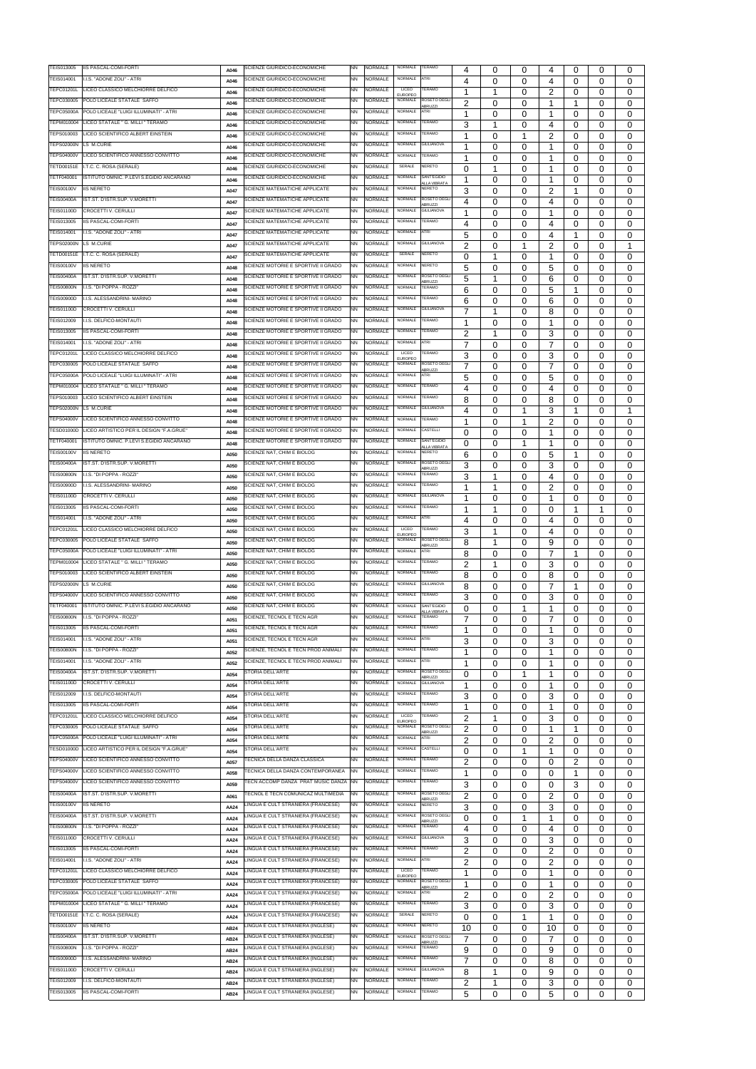| | | | | | | | | | | | | | | | |
|---|---|---|---|---|---|---|---|---|---|---|---|---|---|---|---|
| TEIS013005 | IIS PASCAL-COMI-FORTI | A046 | SCIENZE GIURIDICO-ECONOMICHE | NN | NORMALE | NORMALE | TERAMO | 4 | 0 | 0 | 4 | 0 | 0 | 0 |
| TEIS014001 | I.I.S. "ADONE ZOLI" - ATRI | A046 | SCIENZE GIURIDICO-ECONOMICHE | NN | NORMALE | NORMALE | ATRI | 4 | 0 | 0 | 4 | 0 | 0 | 0 |
| TEPC01201L | LICEO CLASSICO MELCHIORRE DELFICO | A046 | SCIENZE GIURIDICO-ECONOMICHE | NN | NORMALE | LICEO EUROPEO | TERAMO | 1 | 1 | 0 | 2 | 0 | 0 | 0 |
| TEPC030005 | POLO LICEALE STATALE SAFFO | A046 | SCIENZE GIURIDICO-ECONOMICHE | NN | NORMALE | NORMALE | ROSETO DEGLI ABRUZZI | 2 | 0 | 0 | 1 | 1 | 0 | 0 |
| TEPC05000A | POLO LICEALE "LUIGI ILLUMINATI" - ATRI | A046 | SCIENZE GIURIDICO-ECONOMICHE | NN | NORMALE | NORMALE | ATRI | 1 | 0 | 0 | 1 | 0 | 0 | 0 |
| TEPM010004 | LICEO STATALE " G. MILLI " TERAMO | A046 | SCIENZE GIURIDICO-ECONOMICHE | NN | NORMALE | NORMALE | TERAMO | 3 | 1 | 0 | 4 | 0 | 0 | 0 |
| TEPS010003 | LICEO SCIENTIFICO ALBERT EINSTEIN | A046 | SCIENZE GIURIDICO-ECONOMICHE | NN | NORMALE | NORMALE | TERAMO | 1 | 0 | 1 | 2 | 0 | 0 | 0 |
| TEPS02000N | LS M.CURIE | A046 | SCIENZE GIURIDICO-ECONOMICHE | NN | NORMALE | NORMALE | GIULIANOVA | 1 | 0 | 0 | 1 | 0 | 0 | 0 |
| TEPS04000V | LICEO SCIENTIFICO ANNESSO CONVITTO | A046 | SCIENZE GIURIDICO-ECONOMICHE | NN | NORMALE | NORMALE | TERAMO | 1 | 0 | 0 | 1 | 0 | 0 | 0 |
| TETD00151E | I.T.C. C. ROSA (SERALE) | A046 | SCIENZE GIURIDICO-ECONOMICHE | NN | NORMALE | SERALE | NERETO | 0 | 1 | 0 | 1 | 0 | 0 | 0 |
| TETF040001 | ISTITUTO OMNIC. P.LEVI S.EGIDIO ANCARANO | A046 | SCIENZE GIURIDICO-ECONOMICHE | NN | NORMALE | NORMALE | SANT'EGIDIO ALLA VIBRATA | 1 | 0 | 0 | 1 | 0 | 0 | 0 |
| TEIS00100V | IIS NERETO | A047 | SCIENZE MATEMATICHE APPLICATE | NN | NORMALE | NORMALE | NERETO | 3 | 0 | 0 | 2 | 1 | 0 | 0 |
| TEIS00400A | IST.ST. D'ISTR.SUP. V.MORETTI | A047 | SCIENZE MATEMATICHE APPLICATE | NN | NORMALE | NORMALE | ROSETO DEGLI ABRUZZI | 4 | 0 | 0 | 4 | 0 | 0 | 0 |
| TEIS01100D | CROCETTI V. CERULLI | A047 | SCIENZE MATEMATICHE APPLICATE | NN | NORMALE | NORMALE | GIULIANOVA | 1 | 0 | 0 | 1 | 0 | 0 | 0 |
| TEIS013005 | IIS PASCAL-COMI-FORTI | A047 | SCIENZE MATEMATICHE APPLICATE | NN | NORMALE | NORMALE | TERAMO | 4 | 0 | 0 | 4 | 0 | 0 | 0 |
| TEIS014001 | I.I.S. "ADONE ZOLI" - ATRI | A047 | SCIENZE MATEMATICHE APPLICATE | NN | NORMALE | NORMALE | ATRI | 5 | 0 | 0 | 4 | 1 | 0 | 0 |
| TEPS02000N | LS M.CURIE | A047 | SCIENZE MATEMATICHE APPLICATE | NN | NORMALE | NORMALE | GIULIANOVA | 2 | 0 | 1 | 2 | 0 | 0 | 1 |
| TETD00151E | I.T.C. C. ROSA (SERALE) | A047 | SCIENZE MATEMATICHE APPLICATE | NN | NORMALE | SERALE | NERETO | 0 | 1 | 0 | 1 | 0 | 0 | 0 |
| TEIS00100V | IIS NERETO | A048 | SCIENZE MOTORIE E SPORTIVE II GRADO | NN | NORMALE | NORMALE | NERETO | 5 | 0 | 0 | 5 | 0 | 0 | 0 |
| TEIS00400A | IST.ST. D'ISTR.SUP. V.MORETTI | A048 | SCIENZE MOTORIE E SPORTIVE II GRADO | NN | NORMALE | NORMALE | ROSETO DEGLI ABRUZZI | 5 | 1 | 0 | 6 | 0 | 0 | 0 |
| TEIS00800N | I.I.S. "DI POPPA - ROZZI" | A048 | SCIENZE MOTORIE E SPORTIVE II GRADO | NN | NORMALE | NORMALE | TERAMO | 6 | 0 | 0 | 5 | 1 | 0 | 0 |
| TEIS00900D | I.I.S. ALESSANDRINI- MARINO | A048 | SCIENZE MOTORIE E SPORTIVE II GRADO | NN | NORMALE | NORMALE | TERAMO | 6 | 0 | 0 | 6 | 0 | 0 | 0 |
| TEIS01100D | CROCETTI V. CERULLI | A048 | SCIENZE MOTORIE E SPORTIVE II GRADO | NN | NORMALE | NORMALE | GIULIANOVA | 7 | 1 | 0 | 8 | 0 | 0 | 0 |
| TEIS012009 | I.I.S. DELFICO-MONTAUTI | A048 | SCIENZE MOTORIE E SPORTIVE II GRADO | NN | NORMALE | NORMALE | TERAMO | 1 | 0 | 0 | 1 | 0 | 0 | 0 |
| TEIS013005 | IIS PASCAL-COMI-FORTI | A048 | SCIENZE MOTORIE E SPORTIVE II GRADO | NN | NORMALE | NORMALE | TERAMO | 2 | 1 | 0 | 3 | 0 | 0 | 0 |
| TEIS014001 | I.I.S. "ADONE ZOLI" - ATRI | A048 | SCIENZE MOTORIE E SPORTIVE II GRADO | NN | NORMALE | NORMALE | ATRI | 7 | 0 | 0 | 7 | 0 | 0 | 0 |
| TEPC01201L | LICEO CLASSICO MELCHIORRE DELFICO | A048 | SCIENZE MOTORIE E SPORTIVE II GRADO | NN | NORMALE | LICEO EUROPEO | TERAMO | 3 | 0 | 0 | 3 | 0 | 0 | 0 |
| TEPC030005 | POLO LICEALE STATALE SAFFO | A048 | SCIENZE MOTORIE E SPORTIVE II GRADO | NN | NORMALE | NORMALE | ROSETO DEGLI ABRUZZI | 7 | 0 | 0 | 7 | 0 | 0 | 0 |
| TEPC05000A | POLO LICEALE "LUIGI ILLUMINATI" - ATRI | A048 | SCIENZE MOTORIE E SPORTIVE II GRADO | NN | NORMALE | NORMALE | ATRI | 5 | 0 | 0 | 5 | 0 | 0 | 0 |
| TEPM010004 | LICEO STATALE " G. MILLI " TERAMO | A048 | SCIENZE MOTORIE E SPORTIVE II GRADO | NN | NORMALE | NORMALE | TERAMO | 4 | 0 | 0 | 4 | 0 | 0 | 0 |
| TEPS010003 | LICEO SCIENTIFICO ALBERT EINSTEIN | A048 | SCIENZE MOTORIE E SPORTIVE II GRADO | NN | NORMALE | NORMALE | TERAMO | 8 | 0 | 0 | 8 | 0 | 0 | 0 |
| TEPS02000N | LS M.CURIE | A048 | SCIENZE MOTORIE E SPORTIVE II GRADO | NN | NORMALE | NORMALE | GIULIANOVA | 4 | 0 | 1 | 3 | 1 | 0 | 1 |
| TEPS04000V | LICEO SCIENTIFICO ANNESSO CONVITTO | A048 | SCIENZE MOTORIE E SPORTIVE II GRADO | NN | NORMALE | NORMALE | TERAMO | 1 | 0 | 1 | 2 | 0 | 0 | 0 |
| TESD01000D | LICEO ARTISTICO PER IL DESIGN "F.A.GRUE" | A048 | SCIENZE MOTORIE E SPORTIVE II GRADO | NN | NORMALE | NORMALE | CASTELLI | 0 | 0 | 0 | 1 | 0 | 0 | 0 |
| TETF040001 | ISTITUTO OMNIC. P.LEVI S.EGIDIO ANCARANO | A048 | SCIENZE MOTORIE E SPORTIVE II GRADO | NN | NORMALE | NORMALE | SANT'EGIDIO ALLA VIBRATA | 0 | 0 | 1 | 1 | 0 | 0 | 0 |
| TEIS00100V | IIS NERETO | A050 | SCIENZE NAT, CHIM E BIOLOG | NN | NORMALE | NORMALE | NERETO | 6 | 0 | 0 | 5 | 1 | 0 | 0 |
| TEIS00400A | IST.ST. D'ISTR.SUP. V.MORETTI | A050 | SCIENZE NAT, CHIM E BIOLOG | NN | NORMALE | NORMALE | ROSETO DEGLI ABRUZZI | 3 | 0 | 0 | 3 | 0 | 0 | 0 |
| TEIS00800N | I.I.S. "DI POPPA - ROZZI" | A050 | SCIENZE NAT, CHIM E BIOLOG | NN | NORMALE | NORMALE | TERAMO | 3 | 1 | 0 | 4 | 0 | 0 | 0 |
| TEIS00900D | I.I.S. ALESSANDRINI- MARINO | A050 | SCIENZE NAT, CHIM E BIOLOG | NN | NORMALE | NORMALE | TERAMO | 1 | 1 | 0 | 2 | 0 | 0 | 0 |
| TEIS01100D | CROCETTI V. CERULLI | A050 | SCIENZE NAT, CHIM E BIOLOG | NN | NORMALE | NORMALE | GIULIANOVA | 1 | 0 | 0 | 1 | 0 | 0 | 0 |
| TEIS013005 | IIS PASCAL-COMI-FORTI | A050 | SCIENZE NAT, CHIM E BIOLOG | NN | NORMALE | NORMALE | TERAMO | 1 | 1 | 0 | 0 | 1 | 1 | 0 |
| TEIS014001 | I.I.S. "ADONE ZOLI" - ATRI | A050 | SCIENZE NAT, CHIM E BIOLOG | NN | NORMALE | NORMALE | ATRI | 4 | 0 | 0 | 4 | 0 | 0 | 0 |
| TEPC01201L | LICEO CLASSICO MELCHIORRE DELFICO | A050 | SCIENZE NAT, CHIM E BIOLOG | NN | NORMALE | LICEO EUROPEO | TERAMO | 3 | 1 | 0 | 4 | 0 | 0 | 0 |
| TEPC030005 | POLO LICEALE STATALE SAFFO | A050 | SCIENZE NAT, CHIM E BIOLOG | NN | NORMALE | NORMALE | ROSETO DEGLI ABRUZZI | 8 | 1 | 0 | 9 | 0 | 0 | 0 |
| TEPC05000A | POLO LICEALE "LUIGI ILLUMINATI" - ATRI | A050 | SCIENZE NAT, CHIM E BIOLOG | NN | NORMALE | NORMALE | ATRI | 8 | 0 | 0 | 7 | 1 | 0 | 0 |
| TEPM010004 | LICEO STATALE " G. MILLI " TERAMO | A050 | SCIENZE NAT, CHIM E BIOLOG | NN | NORMALE | NORMALE | TERAMO | 2 | 1 | 0 | 3 | 0 | 0 | 0 |
| TEPS010003 | LICEO SCIENTIFICO ALBERT EINSTEIN | A050 | SCIENZE NAT, CHIM E BIOLOG | NN | NORMALE | NORMALE | TERAMO | 8 | 0 | 0 | 8 | 0 | 0 | 0 |
| TEPS02000N | LS M.CURIE | A050 | SCIENZE NAT, CHIM E BIOLOG | NN | NORMALE | NORMALE | GIULIANOVA | 8 | 0 | 0 | 7 | 1 | 0 | 0 |
| TEPS04000V | LICEO SCIENTIFICO ANNESSO CONVITTO | A050 | SCIENZE NAT, CHIM E BIOLOG | NN | NORMALE | NORMALE | TERAMO | 3 | 0 | 0 | 3 | 0 | 0 | 0 |
| TETF040001 | ISTITUTO OMNIC. P.LEVI S.EGIDIO ANCARANO | A050 | SCIENZE NAT, CHIM E BIOLOG | NN | NORMALE | NORMALE | SANT'EGIDIO ALLA VIBRATA | 0 | 0 | 1 | 1 | 0 | 0 | 0 |
| TEIS00800N | I.I.S. "DI POPPA - ROZZI" | A051 | SCIENZE, TECNOL E TECN AGR | NN | NORMALE | NORMALE | TERAMO | 7 | 0 | 0 | 7 | 0 | 0 | 0 |
| TEIS013005 | IIS PASCAL-COMI-FORTI | A051 | SCIENZE, TECNOL E TECN AGR | NN | NORMALE | NORMALE | TERAMO | 1 | 0 | 0 | 1 | 0 | 0 | 0 |
| TEIS014001 | I.I.S. "ADONE ZOLI" - ATRI | A051 | SCIENZE, TECNOL E TECN AGR | NN | NORMALE | NORMALE | ATRI | 3 | 0 | 0 | 3 | 0 | 0 | 0 |
| TEIS00800N | I.I.S. "DI POPPA - ROZZI" | A052 | SCIENZE, TECNOL E TECN PROD ANIMALI | NN | NORMALE | NORMALE | TERAMO | 1 | 0 | 0 | 1 | 0 | 0 | 0 |
| TEIS014001 | I.I.S. "ADONE ZOLI" - ATRI | A052 | SCIENZE, TECNOL E TECN PROD ANIMALI | NN | NORMALE | NORMALE | ATRI | 1 | 0 | 0 | 1 | 0 | 0 | 0 |
| TEIS00400A | IST.ST. D'ISTR.SUP. V.MORETTI | A054 | STORIA DELL'ARTE | NN | NORMALE | NORMALE | ROSETO DEGLI ABRUZZI | 0 | 0 | 1 | 1 | 0 | 0 | 0 |
| TEIS01100D | CROCETTI V. CERULLI | A054 | STORIA DELL'ARTE | NN | NORMALE | NORMALE | GIULIANOVA | 1 | 0 | 0 | 1 | 0 | 0 | 0 |
| TEIS012009 | I.I.S. DELFICO-MONTAUTI | A054 | STORIA DELL'ARTE | NN | NORMALE | NORMALE | TERAMO | 3 | 0 | 0 | 3 | 0 | 0 | 0 |
| TEIS013005 | IIS PASCAL-COMI-FORTI | A054 | STORIA DELL'ARTE | NN | NORMALE | NORMALE | TERAMO | 1 | 0 | 0 | 1 | 0 | 0 | 0 |
| TEPC01201L | LICEO CLASSICO MELCHIORRE DELFICO | A054 | STORIA DELL'ARTE | NN | NORMALE | LICEO EUROPEO | TERAMO | 2 | 1 | 0 | 3 | 0 | 0 | 0 |
| TEPC030005 | POLO LICEALE STATALE SAFFO | A054 | STORIA DELL'ARTE | NN | NORMALE | NORMALE | ROSETO DEGLI ABRUZZI | 2 | 0 | 0 | 1 | 1 | 0 | 0 |
| TEPC05000A | POLO LICEALE "LUIGI ILLUMINATI" - ATRI | A054 | STORIA DELL'ARTE | NN | NORMALE | NORMALE | ATRI | 2 | 0 | 0 | 2 | 0 | 0 | 0 |
| TESD01000D | LICEO ARTISTICO PER IL DESIGN "F.A.GRUE" | A054 | STORIA DELL'ARTE | NN | NORMALE | NORMALE | CASTELLI | 0 | 0 | 1 | 1 | 0 | 0 | 0 |
| TEPS04000V | LICEO SCIENTIFICO ANNESSO CONVITTO | A057 | TECNICA DELLA DANZA CLASSICA | NN | NORMALE | NORMALE | TERAMO | 2 | 0 | 0 | 0 | 2 | 0 | 0 |
| TEPS04000V | LICEO SCIENTIFICO ANNESSO CONVITTO | A058 | TECNICA DELLA DANZA CONTEMPORANEA | NN | NORMALE | NORMALE | TERAMO | 1 | 0 | 0 | 0 | 1 | 0 | 0 |
| TEPS04000V | LICEO SCIENTIFICO ANNESSO CONVITTO | A059 | TECN ACCOMP DANZA PRAT. MUSIC DANZA | NN | NORMALE | NORMALE | TERAMO | 3 | 0 | 0 | 0 | 3 | 0 | 0 |
| TEIS00400A | IST.ST. D'ISTR.SUP. V.MORETTI | A061 | TECNOL E TECN COMUNICAZ MULTIMEDIA | NN | NORMALE | NORMALE | ROSETO DEGLI ABRUZZI | 2 | 0 | 0 | 2 | 0 | 0 | 0 |
| TEIS00100V | IIS NERETO | AA24 | LINGUA E CULT STRANIERA (FRANCESE) | NN | NORMALE | NORMALE | NERETO | 3 | 0 | 0 | 3 | 0 | 0 | 0 |
| TEIS00400A | IST.ST. D'ISTR.SUP. V.MORETTI | AA24 | LINGUA E CULT STRANIERA (FRANCESE) | NN | NORMALE | NORMALE | ROSETO DEGLI ABRUZZI | 0 | 0 | 1 | 1 | 0 | 0 | 0 |
| TEIS00800N | I.I.S. "DI POPPA - ROZZI" | AA24 | LINGUA E CULT STRANIERA (FRANCESE) | NN | NORMALE | NORMALE | TERAMO | 4 | 0 | 0 | 4 | 0 | 0 | 0 |
| TEIS01100D | CROCETTI V. CERULLI | AA24 | LINGUA E CULT STRANIERA (FRANCESE) | NN | NORMALE | NORMALE | GIULIANOVA | 3 | 0 | 0 | 3 | 0 | 0 | 0 |
| TEIS013005 | IIS PASCAL-COMI-FORTI | AA24 | LINGUA E CULT STRANIERA (FRANCESE) | NN | NORMALE | NORMALE | TERAMO | 2 | 0 | 0 | 2 | 0 | 0 | 0 |
| TEIS014001 | I.I.S. "ADONE ZOLI" - ATRI | AA24 | LINGUA E CULT STRANIERA (FRANCESE) | NN | NORMALE | NORMALE | ATRI | 2 | 0 | 0 | 2 | 0 | 0 | 0 |
| TEPC01201L | LICEO CLASSICO MELCHIORRE DELFICO | AA24 | LINGUA E CULT STRANIERA (FRANCESE) | NN | NORMALE | LICEO EUROPEO | TERAMO | 1 | 0 | 0 | 1 | 0 | 0 | 0 |
| TEPC030005 | POLO LICEALE STATALE SAFFO | AA24 | LINGUA E CULT STRANIERA (FRANCESE) | NN | NORMALE | NORMALE | ROSETO DEGLI ABRUZZI | 1 | 0 | 0 | 1 | 0 | 0 | 0 |
| TEPC05000A | POLO LICEALE "LUIGI ILLUMINATI" - ATRI | AA24 | LINGUA E CULT STRANIERA (FRANCESE) | NN | NORMALE | NORMALE | ATRI | 2 | 0 | 0 | 2 | 0 | 0 | 0 |
| TEPM010004 | LICEO STATALE " G. MILLI " TERAMO | AA24 | LINGUA E CULT STRANIERA (FRANCESE) | NN | NORMALE | NORMALE | TERAMO | 3 | 0 | 0 | 3 | 0 | 0 | 0 |
| TETD00151E | I.T.C. C. ROSA (SERALE) | AA24 | LINGUA E CULT STRANIERA (FRANCESE) | NN | NORMALE | SERALE | NERETO | 0 | 0 | 1 | 1 | 0 | 0 | 0 |
| TEIS00100V | IIS NERETO | AB24 | LINGUA E CULT STRANIERA (INGLESE) | NN | NORMALE | NORMALE | NERETO | 10 | 0 | 0 | 10 | 0 | 0 | 0 |
| TEIS00400A | IST.ST. D'ISTR.SUP. V.MORETTI | AB24 | LINGUA E CULT STRANIERA (INGLESE) | NN | NORMALE | NORMALE | ROSETO DEGLI ABRUZZI | 7 | 0 | 0 | 7 | 0 | 0 | 0 |
| TEIS00800N | I.I.S. "DI POPPA - ROZZI" | AB24 | LINGUA E CULT STRANIERA (INGLESE) | NN | NORMALE | NORMALE | TERAMO | 9 | 0 | 0 | 9 | 0 | 0 | 0 |
| TEIS00900D | I.I.S. ALESSANDRINI- MARINO | AB24 | LINGUA E CULT STRANIERA (INGLESE) | NN | NORMALE | NORMALE | TERAMO | 7 | 0 | 0 | 8 | 0 | 0 | 0 |
| TEIS01100D | CROCETTI V. CERULLI | AB24 | LINGUA E CULT STRANIERA (INGLESE) | NN | NORMALE | NORMALE | GIULIANOVA | 8 | 1 | 0 | 9 | 0 | 0 | 0 |
| TEIS012009 | I.I.S. DELFICO-MONTAUTI | AB24 | LINGUA E CULT STRANIERA (INGLESE) | NN | NORMALE | NORMALE | TERAMO | 2 | 1 | 0 | 3 | 0 | 0 | 0 |
| TEIS013005 | IIS PASCAL-COMI-FORTI | AB24 | LINGUA E CULT STRANIERA (INGLESE) | NN | NORMALE | NORMALE | TERAMO | 5 | 0 | 0 | 5 | 0 | 0 | 0 |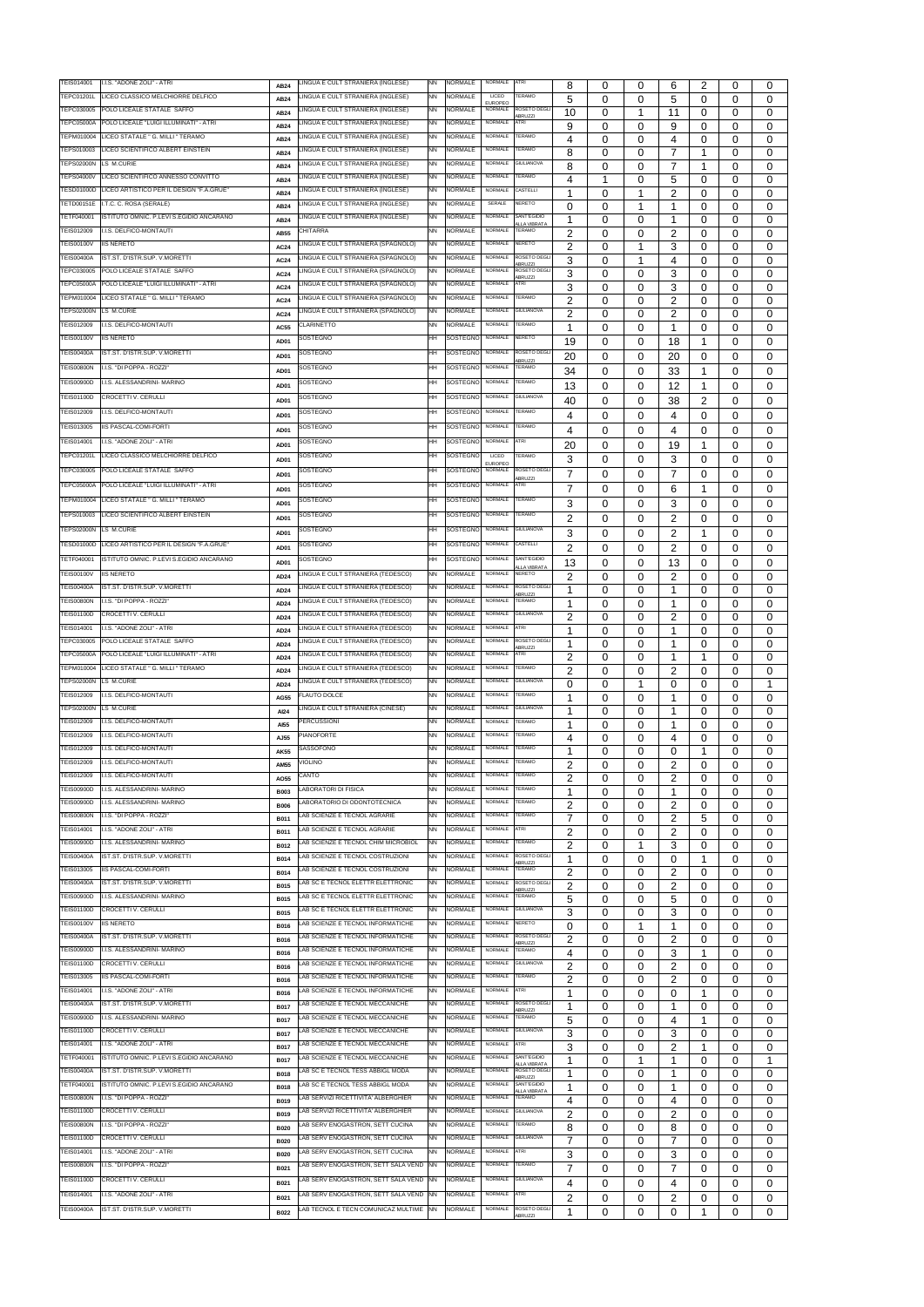| | | | | | | | | | | | | | | | |
|---|---|---|---|---|---|---|---|---|---|---|---|---|---|---|---|
| TEIS014001 | I.I.S. "ADONE ZOLI" - ATRI | AB24 | LINGUA E CULT STRANIERA (INGLESE) | NN | NORMALE | NORMALE | ATRI | 8 | 0 | 0 | 6 | 2 | 0 | 0 |
| TEPC01201L | LICEO CLASSICO MELCHIORRE DELFICO | AB24 | LINGUA E CULT STRANIERA (INGLESE) | NN | NORMALE | LICEO EUROPEO | TERAMO | 5 | 0 | 0 | 5 | 0 | 0 | 0 |
| TEPC030005 | POLO LICEALE STATALE SAFFO | AB24 | LINGUA E CULT STRANIERA (INGLESE) | NN | NORMALE | NORMALE | ROSETO DEGLI ABRUZZI | 10 | 0 | 1 | 11 | 0 | 0 | 0 |
| TEPC05000A | POLO LICEALE "LUIGI ILLUMINATI" - ATRI | AB24 | LINGUA E CULT STRANIERA (INGLESE) | NN | NORMALE | NORMALE | ATRI | 9 | 0 | 0 | 9 | 0 | 0 | 0 |
| TEPM010004 | LICEO STATALE " G. MILLI " TERAMO | AB24 | LINGUA E CULT STRANIERA (INGLESE) | NN | NORMALE | NORMALE | TERAMO | 4 | 0 | 0 | 4 | 0 | 0 | 0 |
| TEPS010003 | LICEO SCIENTIFICO ALBERT EINSTEIN | AB24 | LINGUA E CULT STRANIERA (INGLESE) | NN | NORMALE | NORMALE | TERAMO | 8 | 0 | 0 | 7 | 1 | 0 | 0 |
| TEPS02000N | LS M.CURIE | AB24 | LINGUA E CULT STRANIERA (INGLESE) | NN | NORMALE | NORMALE | GIULIANOVA | 8 | 0 | 0 | 7 | 1 | 0 | 0 |
| TEPS04000V | LICEO SCIENTIFICO ANNESSO CONVITTO | AB24 | LINGUA E CULT STRANIERA (INGLESE) | NN | NORMALE | NORMALE | TERAMO | 4 | 1 | 0 | 5 | 0 | 0 | 0 |
| TESD01000D | LICEO ARTISTICO PER IL DESIGN "F.A.GRUE" | AB24 | LINGUA E CULT STRANIERA (INGLESE) | NN | NORMALE | NORMALE | CASTELLI | 1 | 0 | 1 | 2 | 0 | 0 | 0 |
| TETD00151E | I.T.C. C. ROSA (SERALE) | AB24 | LINGUA E CULT STRANIERA (INGLESE) | NN | NORMALE | SERALE | NERETO | 0 | 0 | 1 | 1 | 0 | 0 | 0 |
| TETF040001 | ISTITUTO OMNIC. P.LEVI S.EGIDIO ANCARANO | AB24 | LINGUA E CULT STRANIERA (INGLESE) | NN | NORMALE | NORMALE | SANT'EGIDIO ALLA VIBRATA | 1 | 0 | 0 | 1 | 0 | 0 | 0 |
| TEIS012009 | I.I.S. DELFICO-MONTAUTI | AB55 | CHITARRA | NN | NORMALE | NORMALE | TERAMO | 2 | 0 | 0 | 2 | 0 | 0 | 0 |
| TEIS00100V | IIS NERETO | AC24 | LINGUA E CULT STRANIERA (SPAGNOLO) | NN | NORMALE | NORMALE | NERETO | 2 | 0 | 1 | 3 | 0 | 0 | 0 |
| TEIS00400A | IST.ST. D'ISTR.SUP. V.MORETTI | AC24 | LINGUA E CULT STRANIERA (SPAGNOLO) | NN | NORMALE | NORMALE | ROSETO DEGLI ABRUZZI | 3 | 0 | 1 | 4 | 0 | 0 | 0 |
| TEPC030005 | POLO LICEALE STATALE SAFFO | AC24 | LINGUA E CULT STRANIERA (SPAGNOLO) | NN | NORMALE | NORMALE | ROSETO DEGLI ABRUZZI | 3 | 0 | 0 | 3 | 0 | 0 | 0 |
| TEPC05000A | POLO LICEALE "LUIGI ILLUMINATI" - ATRI | AC24 | LINGUA E CULT STRANIERA (SPAGNOLO) | NN | NORMALE | NORMALE | ATRI | 3 | 0 | 0 | 3 | 0 | 0 | 0 |
| TEPM010004 | LICEO STATALE " G. MILLI " TERAMO | AC24 | LINGUA E CULT STRANIERA (SPAGNOLO) | NN | NORMALE | NORMALE | TERAMO | 2 | 0 | 0 | 2 | 0 | 0 | 0 |
| TEPS02000N | LS M.CURIE | AC24 | LINGUA E CULT STRANIERA (SPAGNOLO) | NN | NORMALE | NORMALE | GIULIANOVA | 2 | 0 | 0 | 2 | 0 | 0 | 0 |
| TEIS012009 | I.I.S. DELFICO-MONTAUTI | AC55 | CLARINETTO | NN | NORMALE | NORMALE | TERAMO | 1 | 0 | 0 | 1 | 0 | 0 | 0 |
| TEIS00100V | IIS NERETO | AD01 | SOSTEGNO | HH | SOSTEGNO | NORMALE | NERETO | 19 | 0 | 0 | 18 | 1 | 0 | 0 |
| TEIS00400A | IST.ST. D'ISTR.SUP. V.MORETTI | AD01 | SOSTEGNO | HH | SOSTEGNO | NORMALE | ROSETO DEGLI ABRUZZI | 20 | 0 | 0 | 20 | 0 | 0 | 0 |
| TEIS00800N | I.I.S. "DI POPPA - ROZZI" | AD01 | SOSTEGNO | HH | SOSTEGNO | NORMALE | TERAMO | 34 | 0 | 0 | 33 | 1 | 0 | 0 |
| TEIS00900D | I.I.S. ALESSANDRINI- MARINO | AD01 | SOSTEGNO | HH | SOSTEGNO | NORMALE | TERAMO | 13 | 0 | 0 | 12 | 1 | 0 | 0 |
| TEIS01100D | CROCETTI V. CERULLI | AD01 | SOSTEGNO | HH | SOSTEGNO | NORMALE | GIULIANOVA | 40 | 0 | 0 | 38 | 2 | 0 | 0 |
| TEIS012009 | I.I.S. DELFICO-MONTAUTI | AD01 | SOSTEGNO | HH | SOSTEGNO | NORMALE | TERAMO | 4 | 0 | 0 | 4 | 0 | 0 | 0 |
| TEIS013005 | IIS PASCAL-COMI-FORTI | AD01 | SOSTEGNO | HH | SOSTEGNO | NORMALE | TERAMO | 4 | 0 | 0 | 4 | 0 | 0 | 0 |
| TEIS014001 | I.I.S. "ADONE ZOLI" - ATRI | AD01 | SOSTEGNO | HH | SOSTEGNO | NORMALE | ATRI | 20 | 0 | 0 | 19 | 1 | 0 | 0 |
| TEPC01201L | LICEO CLASSICO MELCHIORRE DELFICO | AD01 | SOSTEGNO | HH | SOSTEGNO | LICEO EUROPEO | TERAMO | 3 | 0 | 0 | 3 | 0 | 0 | 0 |
| TEPC030005 | POLO LICEALE STATALE SAFFO | AD01 | SOSTEGNO | HH | SOSTEGNO | NORMALE | ROSETO DEGLI ABRUZZI | 7 | 0 | 0 | 7 | 0 | 0 | 0 |
| TEPC05000A | POLO LICEALE "LUIGI ILLUMINATI" - ATRI | AD01 | SOSTEGNO | HH | SOSTEGNO | NORMALE | ATRI | 7 | 0 | 0 | 6 | 1 | 0 | 0 |
| TEPM010004 | LICEO STATALE " G. MILLI " TERAMO | AD01 | SOSTEGNO | HH | SOSTEGNO | NORMALE | TERAMO | 3 | 0 | 0 | 3 | 0 | 0 | 0 |
| TEPS010003 | LICEO SCIENTIFICO ALBERT EINSTEIN | AD01 | SOSTEGNO | HH | SOSTEGNO | NORMALE | TERAMO | 2 | 0 | 0 | 2 | 0 | 0 | 0 |
| TEPS02000N | LS M.CURIE | AD01 | SOSTEGNO | HH | SOSTEGNO | NORMALE | GIULIANOVA | 3 | 0 | 0 | 2 | 1 | 0 | 0 |
| TESD01000D | LICEO ARTISTICO PER IL DESIGN "F.A.GRUE" | AD01 | SOSTEGNO | HH | SOSTEGNO | NORMALE | CASTELLI | 2 | 0 | 0 | 2 | 0 | 0 | 0 |
| TETF040001 | ISTITUTO OMNIC. P.LEVI S.EGIDIO ANCARANO | AD01 | SOSTEGNO | HH | SOSTEGNO | NORMALE | SANT'EGIDIO ALLA VIBRATA | 13 | 0 | 0 | 13 | 0 | 0 | 0 |
| TEIS00100V | IIS NERETO | AD24 | LINGUA E CULT STRANIERA (TEDESCO) | NN | NORMALE | NORMALE | NERETO | 2 | 0 | 0 | 2 | 0 | 0 | 0 |
| TEIS00400A | IST.ST. D'ISTR.SUP. V.MORETTI | AD24 | LINGUA E CULT STRANIERA (TEDESCO) | NN | NORMALE | NORMALE | ROSETO DEGLI ABRUZZI | 1 | 0 | 0 | 1 | 0 | 0 | 0 |
| TEIS00800N | I.I.S. "DI POPPA - ROZZI" | AD24 | LINGUA E CULT STRANIERA (TEDESCO) | NN | NORMALE | NORMALE | TERAMO | 1 | 0 | 0 | 1 | 0 | 0 | 0 |
| TEIS01100D | CROCETTI V. CERULLI | AD24 | LINGUA E CULT STRANIERA (TEDESCO) | NN | NORMALE | NORMALE | GIULIANOVA | 2 | 0 | 0 | 2 | 0 | 0 | 0 |
| TEIS014001 | I.I.S. "ADONE ZOLI" - ATRI | AD24 | LINGUA E CULT STRANIERA (TEDESCO) | NN | NORMALE | NORMALE | ATRI | 1 | 0 | 0 | 1 | 0 | 0 | 0 |
| TEPC030005 | POLO LICEALE STATALE SAFFO | AD24 | LINGUA E CULT STRANIERA (TEDESCO) | NN | NORMALE | NORMALE | ROSETO DEGLI ABRUZZI | 1 | 0 | 0 | 1 | 0 | 0 | 0 |
| TEPC05000A | POLO LICEALE "LUIGI ILLUMINATI" - ATRI | AD24 | LINGUA E CULT STRANIERA (TEDESCO) | NN | NORMALE | NORMALE | ATRI | 2 | 0 | 0 | 1 | 1 | 0 | 0 |
| TEPM010004 | LICEO STATALE " G. MILLI " TERAMO | AD24 | LINGUA E CULT STRANIERA (TEDESCO) | NN | NORMALE | NORMALE | TERAMO | 2 | 0 | 0 | 2 | 0 | 0 | 0 |
| TEPS02000N | LS M.CURIE | AD24 | LINGUA E CULT STRANIERA (TEDESCO) | NN | NORMALE | NORMALE | GIULIANOVA | 0 | 0 | 1 | 0 | 0 | 0 | 1 |
| TEIS012009 | I.I.S. DELFICO-MONTAUTI | AG55 | FLAUTO DOLCE | NN | NORMALE | NORMALE | TERAMO | 1 | 0 | 0 | 1 | 0 | 0 | 0 |
| TEPS02000N | LS M.CURIE | AI24 | LINGUA E CULT STRANIERA (CINESE) | NN | NORMALE | NORMALE | GIULIANOVA | 1 | 0 | 0 | 1 | 0 | 0 | 0 |
| TEIS012009 | I.I.S. DELFICO-MONTAUTI | AI55 | PERCUSSIONI | NN | NORMALE | NORMALE | TERAMO | 1 | 0 | 0 | 1 | 0 | 0 | 0 |
| TEIS012009 | I.I.S. DELFICO-MONTAUTI | AJ55 | PIANOFORTE | NN | NORMALE | NORMALE | TERAMO | 4 | 0 | 0 | 4 | 0 | 0 | 0 |
| TEIS012009 | I.I.S. DELFICO-MONTAUTI | AK55 | SASSOFONO | NN | NORMALE | NORMALE | TERAMO | 1 | 0 | 0 | 0 | 1 | 0 | 0 |
| TEIS012009 | I.I.S. DELFICO-MONTAUTI | AM55 | VIOLINO | NN | NORMALE | NORMALE | TERAMO | 2 | 0 | 0 | 2 | 0 | 0 | 0 |
| TEIS012009 | I.I.S. DELFICO-MONTAUTI | AO55 | CANTO | NN | NORMALE | NORMALE | TERAMO | 2 | 0 | 0 | 2 | 0 | 0 | 0 |
| TEIS00900D | I.I.S. ALESSANDRINI- MARINO | B003 | LABORATORI DI FISICA | NN | NORMALE | NORMALE | TERAMO | 1 | 0 | 0 | 1 | 0 | 0 | 0 |
| TEIS00900D | I.I.S. ALESSANDRINI- MARINO | B006 | LABORATORIO DI ODONTOTECNICA | NN | NORMALE | NORMALE | TERAMO | 2 | 0 | 0 | 2 | 0 | 0 | 0 |
| TEIS00800N | I.I.S. "DI POPPA - ROZZI" | B011 | LAB SCIENZE E TECNOL AGRARIE | NN | NORMALE | NORMALE | TERAMO | 7 | 0 | 0 | 2 | 5 | 0 | 0 |
| TEIS014001 | I.I.S. "ADONE ZOLI" - ATRI | B011 | LAB SCIENZE E TECNOL AGRARIE | NN | NORMALE | NORMALE | ATRI | 2 | 0 | 0 | 2 | 0 | 0 | 0 |
| TEIS00900D | I.I.S. ALESSANDRINI- MARINO | B012 | LAB SCIENZE E TECNOL CHIM MICROBIOL | NN | NORMALE | NORMALE | TERAMO | 2 | 0 | 1 | 3 | 0 | 0 | 0 |
| TEIS00400A | IST.ST. D'ISTR.SUP. V.MORETTI | B014 | LAB SCIENZE E TECNOL COSTRUZIONI | NN | NORMALE | NORMALE | ROSETO DEGLI ABRUZZI | 1 | 0 | 0 | 0 | 1 | 0 | 0 |
| TEIS013005 | IIS PASCAL-COMI-FORTI | B014 | LAB SCIENZE E TECNOL COSTRUZIONI | NN | NORMALE | NORMALE | TERAMO | 2 | 0 | 0 | 2 | 0 | 0 | 0 |
| TEIS00400A | IST.ST. D'ISTR.SUP. V.MORETTI | B015 | LAB SC E TECNOL ELETTR ELETTRONIC | NN | NORMALE | NORMALE | ROSETO DEGLI ABRUZZI | 2 | 0 | 0 | 2 | 0 | 0 | 0 |
| TEIS00900D | I.I.S. ALESSANDRINI- MARINO | B015 | LAB SC E TECNOL ELETTR ELETTRONIC | NN | NORMALE | NORMALE | TERAMO | 5 | 0 | 0 | 5 | 0 | 0 | 0 |
| TEIS01100D | CROCETTI V. CERULLI | B015 | LAB SC E TECNOL ELETTR ELETTRONIC | NN | NORMALE | NORMALE | GIULIANOVA | 3 | 0 | 0 | 3 | 0 | 0 | 0 |
| TEIS00100V | IIS NERETO | B016 | LAB SCIENZE E TECNOL INFORMATICHE | NN | NORMALE | NORMALE | NERETO | 0 | 0 | 1 | 1 | 0 | 0 | 0 |
| TEIS00400A | IST.ST. D'ISTR.SUP. V.MORETTI | B016 | LAB SCIENZE E TECNOL INFORMATICHE | NN | NORMALE | NORMALE | ROSETO DEGLI ABRUZZI | 2 | 0 | 0 | 2 | 0 | 0 | 0 |
| TEIS00900D | I.I.S. ALESSANDRINI- MARINO | B016 | LAB SCIENZE E TECNOL INFORMATICHE | NN | NORMALE | NORMALE | TERAMO | 4 | 0 | 0 | 3 | 1 | 0 | 0 |
| TEIS01100D | CROCETTI V. CERULLI | B016 | LAB SCIENZE E TECNOL INFORMATICHE | NN | NORMALE | NORMALE | GIULIANOVA | 2 | 0 | 0 | 2 | 0 | 0 | 0 |
| TEIS013005 | IIS PASCAL-COMI-FORTI | B016 | LAB SCIENZE E TECNOL INFORMATICHE | NN | NORMALE | NORMALE | TERAMO | 2 | 0 | 0 | 2 | 0 | 0 | 0 |
| TEIS014001 | I.I.S. "ADONE ZOLI" - ATRI | B016 | LAB SCIENZE E TECNOL INFORMATICHE | NN | NORMALE | NORMALE | ATRI | 1 | 0 | 0 | 0 | 1 | 0 | 0 |
| TEIS00400A | IST.ST. D'ISTR.SUP. V.MORETTI | B017 | LAB SCIENZE E TECNOL MECCANICHE | NN | NORMALE | NORMALE | ROSETO DEGLI ABRUZZI | 1 | 0 | 0 | 1 | 0 | 0 | 0 |
| TEIS00900D | I.I.S. ALESSANDRINI- MARINO | B017 | LAB SCIENZE E TECNOL MECCANICHE | NN | NORMALE | NORMALE | TERAMO | 5 | 0 | 0 | 4 | 1 | 0 | 0 |
| TEIS01100D | CROCETTI V. CERULLI | B017 | LAB SCIENZE E TECNOL MECCANICHE | NN | NORMALE | NORMALE | GIULIANOVA | 3 | 0 | 0 | 3 | 0 | 0 | 0 |
| TEIS014001 | I.I.S. "ADONE ZOLI" - ATRI | B017 | LAB SCIENZE E TECNOL MECCANICHE | NN | NORMALE | NORMALE | ATRI | 3 | 0 | 0 | 2 | 1 | 0 | 0 |
| TETF040001 | ISTITUTO OMNIC. P.LEVI S.EGIDIO ANCARANO | B017 | LAB SCIENZE E TECNOL MECCANICHE | NN | NORMALE | NORMALE | SANT'EGIDIO ALLA VIBRATA | 1 | 0 | 1 | 1 | 0 | 0 | 1 |
| TEIS00400A | IST.ST. D'ISTR.SUP. V.MORETTI | B018 | LAB SC E TECNOL TESS ABBIGL MODA | NN | NORMALE | NORMALE | ROSETO DEGLI ABRUZZI | 1 | 0 | 0 | 1 | 0 | 0 | 0 |
| TETF040001 | ISTITUTO OMNIC. P.LEVI S.EGIDIO ANCARANO | B018 | LAB SC E TECNOL TESS ABBIGL MODA | NN | NORMALE | NORMALE | SANT'EGIDIO ALLA VIBRATA | 1 | 0 | 0 | 1 | 0 | 0 | 0 |
| TEIS00800N | I.I.S. "DI POPPA - ROZZI" | B019 | LAB SERVIZI RICETTIVITA' ALBERGHIER | NN | NORMALE | NORMALE | TERAMO | 4 | 0 | 0 | 4 | 0 | 0 | 0 |
| TEIS01100D | CROCETTI V. CERULLI | B019 | LAB SERVIZI RICETTIVITA' ALBERGHIER | NN | NORMALE | NORMALE | GIULIANOVA | 2 | 0 | 0 | 2 | 0 | 0 | 0 |
| TEIS00800N | I.I.S. "DI POPPA - ROZZI" | B020 | LAB SERV ENOGASTRON, SETT CUCINA | NN | NORMALE | NORMALE | TERAMO | 8 | 0 | 0 | 8 | 0 | 0 | 0 |
| TEIS01100D | CROCETTI V. CERULLI | B020 | LAB SERV ENOGASTRON, SETT CUCINA | NN | NORMALE | NORMALE | GIULIANOVA | 7 | 0 | 0 | 7 | 0 | 0 | 0 |
| TEIS014001 | I.I.S. "ADONE ZOLI" - ATRI | B020 | LAB SERV ENOGASTRON, SETT CUCINA | NN | NORMALE | NORMALE | ATRI | 3 | 0 | 0 | 3 | 0 | 0 | 0 |
| TEIS00800N | I.I.S. "DI POPPA - ROZZI" | B021 | LAB SERV ENOGASTRON, SETT SALA VEND | NN | NORMALE | NORMALE | TERAMO | 7 | 0 | 0 | 7 | 0 | 0 | 0 |
| TEIS01100D | CROCETTI V. CERULLI | B021 | LAB SERV ENOGASTRON, SETT SALA VEND | NN | NORMALE | NORMALE | GIULIANOVA | 4 | 0 | 0 | 4 | 0 | 0 | 0 |
| TEIS014001 | I.I.S. "ADONE ZOLI" - ATRI | B021 | LAB SERV ENOGASTRON, SETT SALA VEND | NN | NORMALE | NORMALE | ATRI | 2 | 0 | 0 | 2 | 0 | 0 | 0 |
| TEIS00400A | IST.ST. D'ISTR.SUP. V.MORETTI | B022 | LAB TECNOL E TECN COMUNICAZ MULTIME | NN | NORMALE | NORMALE | ROSETO DEGLI ABRUZZI | 1 | 0 | 0 | 0 | 1 | 0 | 0 |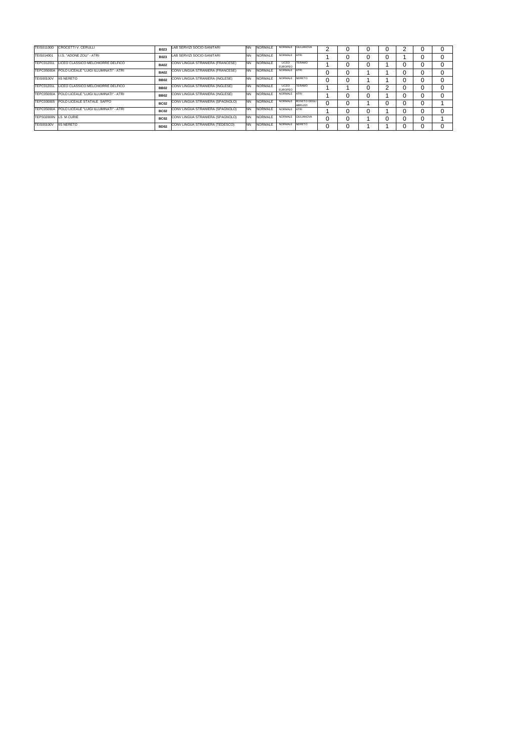| | | | | | | | | | | | | | | | |
|---|---|---|---|---|---|---|---|---|---|---|---|---|---|---|---|
| TEIS01100D | CROCETTI V. CERULLI | B023 | LAB SERVIZI SOCIO-SANITARI | NN | NORMALE | NORMALE | GIULIANOVA | 2 | 0 | 0 | 0 | 2 | 0 | 0 |
| TEIS014001 | I.I.S. "ADONE ZOLI" - ATRI | B023 | LAB SERVIZI SOCIO-SANITARI | NN | NORMALE | NORMALE | ATRI | 1 | 0 | 0 | 0 | 1 | 0 | 0 |
| TEPC01201L | LICEO CLASSICO MELCHIORRE DELFICO | BA02 | CONV LINGUA STRANIERA (FRANCESE) | NN | NORMALE | LICEO EUROPEO | TERAMO | 1 | 0 | 0 | 1 | 0 | 0 | 0 |
| TEPC05000A | POLO LICEALE "LUIGI ILLUMINATI" - ATRI | BA02 | CONV LINGUA STRANIERA (FRANCESE) | NN | NORMALE | NORMALE | ATRI | 0 | 0 | 1 | 1 | 0 | 0 | 0 |
| TEIS00100V | IIS NERETO | BB02 | CONV LINGUA STRANIERA (INGLESE) | NN | NORMALE | NORMALE | NERETO | 0 | 0 | 1 | 1 | 0 | 0 | 0 |
| TEPC01201L | LICEO CLASSICO MELCHIORRE DELFICO | BB02 | CONV LINGUA STRANIERA (INGLESE) | NN | NORMALE | LICEO EUROPEO | TERAMO | 1 | 1 | 0 | 2 | 0 | 0 | 0 |
| TEPC05000A | POLO LICEALE "LUIGI ILLUMINATI" - ATRI | BB02 | CONV LINGUA STRANIERA (INGLESE) | NN | NORMALE | NORMALE | ATRI | 1 | 0 | 0 | 1 | 0 | 0 | 0 |
| TEPC030005 | POLO LICEALE STATALE SAFFO | BC02 | CONV LINGUA STRANIERA (SPAGNOLO) | NN | NORMALE | NORMALE | ROSETO DEGLI ABRUZZI | 0 | 0 | 1 | 0 | 0 | 0 | 1 |
| TEPC05000A | POLO LICEALE "LUIGI ILLUMINATI" - ATRI | BC02 | CONV LINGUA STRANIERA (SPAGNOLO) | NN | NORMALE | NORMALE | ATRI | 1 | 0 | 0 | 1 | 0 | 0 | 0 |
| TEPS02000N | LS M.CURIE | BC02 | CONV LINGUA STRANIERA (SPAGNOLO) | NN | NORMALE | NORMALE | GIULIANOVA | 0 | 0 | 1 | 0 | 0 | 0 | 1 |
| TEIS00100V | IIS NERETO | BD02 | CONV LINGUA STRANIERA (TEDESCO) | NN | NORMALE | NORMALE | NERETO | 0 | 0 | 1 | 1 | 0 | 0 | 0 |